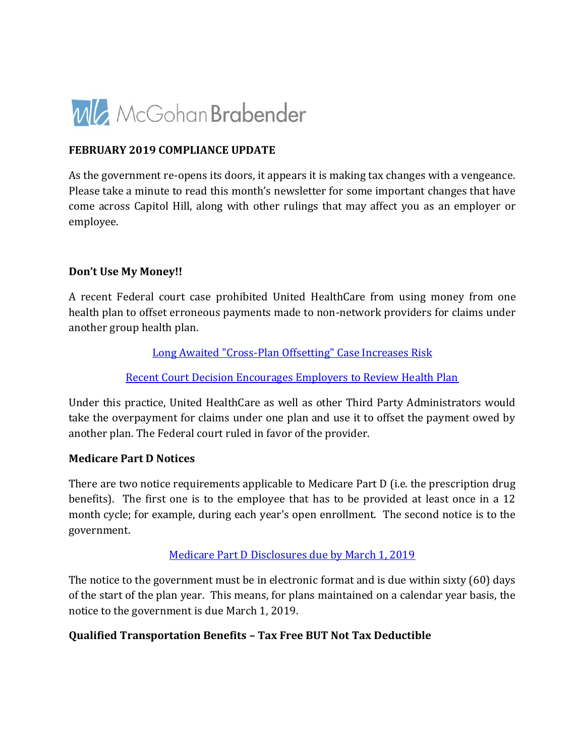McGohan Brabender

**FEBRUARY 2019 COMPLIANCE UPDATE**

As the government re-opens its doors, it appears it is making tax changes with a vengeance. Please take a minute to read this month's newsletter for some important changes that have come across Capitol Hill, along with other rulings that may affect you as an employer or employee.

**Don't Use My Money!!**

A recent Federal court case prohibited United HealthCare from using money from one health plan to offset erroneous payments made to non-network providers for claims under another group health plan.

Long Awaited "Cross-Plan Offsetting" Case Increases Risk

Recent Court Decision Encourages Employers to Review Health Plan

Under this practice, United HealthCare as well as other Third Party Administrators would take the overpayment for claims under one plan and use it to offset the payment owed by another plan. The Federal court ruled in favor of the provider.

**Medicare Part D Notices**

There are two notice requirements applicable to Medicare Part D (i.e. the prescription drug benefits). The first one is to the employee that has to be provided at least once in a 12 month cycle; for example, during each year's open enrollment. The second notice is to the government.

Medicare Part D Disclosures due by March 1, 2019

The notice to the government must be in electronic format and is due within sixty (60) days of the start of the plan year. This means, for plans maintained on a calendar year basis, the notice to the government is due March 1, 2019.

**Qualified Transportation Benefits – Tax Free BUT Not Tax Deductible**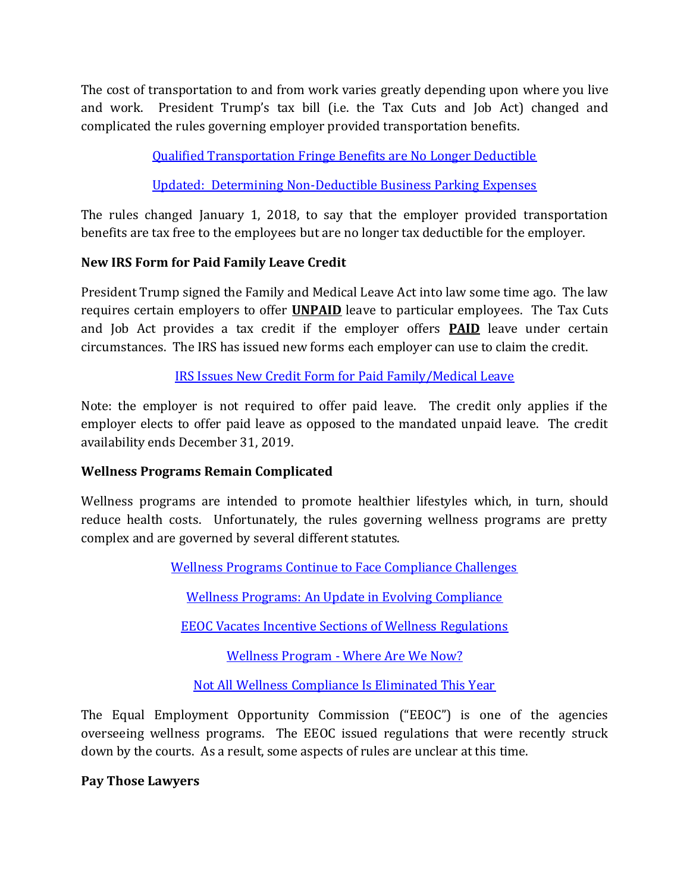The cost of transportation to and from work varies greatly depending upon where you live and work. President Trump's tax bill (i.e. the Tax Cuts and Job Act) changed and complicated the rules governing employer provided transportation benefits.

[Qualified Transportation Fringe Benefits are No Longer Deductible]

[Updated: Determining Non-Deductible Business Parking Expenses]

The rules changed January 1, 2018, to say that the employer provided transportation benefits are tax free to the employees but are no longer tax deductible for the employer.

**New IRS Form for Paid Family Leave Credit**

President Trump signed the Family and Medical Leave Act into law some time ago. The law requires certain employers to offer **UNPAID** leave to particular employees. The Tax Cuts and Job Act provides a tax credit if the employer offers **PAID** leave under certain circumstances. The IRS has issued new forms each employer can use to claim the credit.

[IRS Issues New Credit Form for Paid Family/Medical Leave]

Note: the employer is not required to offer paid leave. The credit only applies if the employer elects to offer paid leave as opposed to the mandated unpaid leave. The credit availability ends December 31, 2019.

**Wellness Programs Remain Complicated**

Wellness programs are intended to promote healthier lifestyles which, in turn, should reduce health costs. Unfortunately, the rules governing wellness programs are pretty complex and are governed by several different statutes.

[Wellness Programs Continue to Face Compliance Challenges]

[Wellness Programs: An Update in Evolving Compliance]

[EEOC Vacates Incentive Sections of Wellness Regulations]

[Wellness Program - Where Are We Now?]

[Not All Wellness Compliance Is Eliminated This Year]

The Equal Employment Opportunity Commission ("EEOC") is one of the agencies overseeing wellness programs. The EEOC issued regulations that were recently struck down by the courts. As a result, some aspects of rules are unclear at this time.

**Pay Those Lawyers**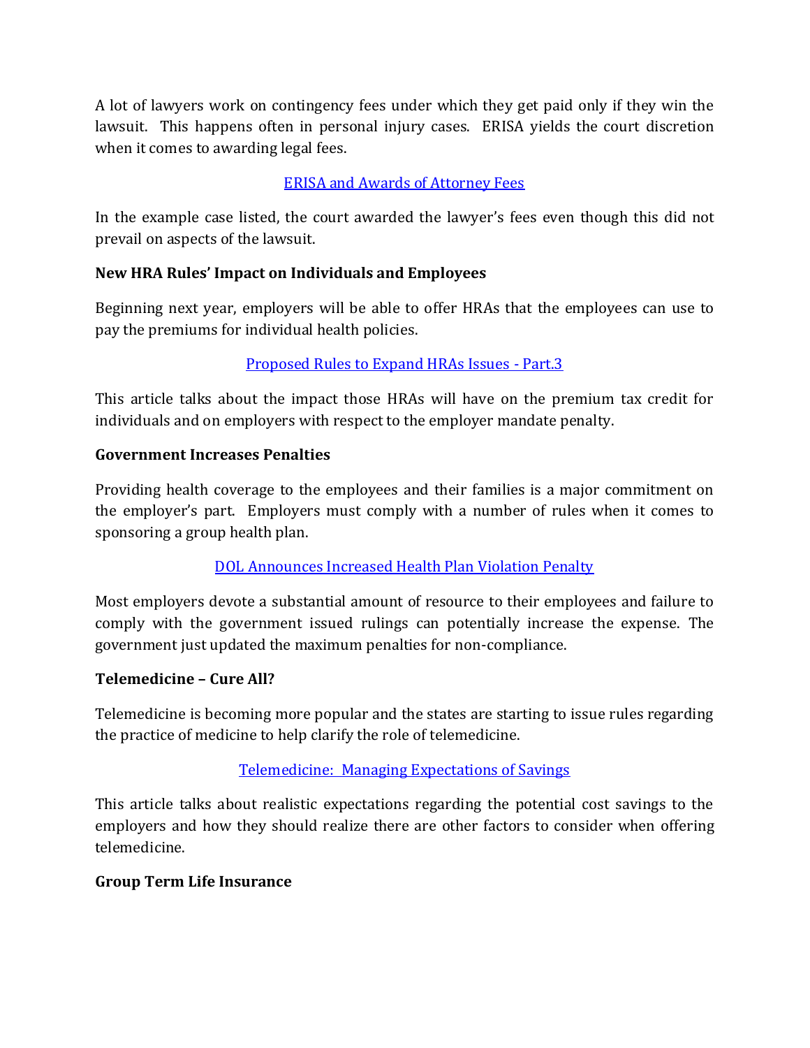A lot of lawyers work on contingency fees under which they get paid only if they win the lawsuit. This happens often in personal injury cases. ERISA yields the court discretion when it comes to awarding legal fees.

[ERISA and Awards of Attorney Fees]

In the example case listed, the court awarded the lawyer's fees even though this did not prevail on aspects of the lawsuit.

**New HRA Rules' Impact on Individuals and Employees**

Beginning next year, employers will be able to offer HRAs that the employees can use to pay the premiums for individual health policies.

[Proposed Rules to Expand HRAs Issues - Part.3]

This article talks about the impact those HRAs will have on the premium tax credit for individuals and on employers with respect to the employer mandate penalty.

**Government Increases Penalties**

Providing health coverage to the employees and their families is a major commitment on the employer's part. Employers must comply with a number of rules when it comes to sponsoring a group health plan.

[DOL Announces Increased Health Plan Violation Penalty]

Most employers devote a substantial amount of resource to their employees and failure to comply with the government issued rulings can potentially increase the expense. The government just updated the maximum penalties for non-compliance.

**Telemedicine – Cure All?**

Telemedicine is becoming more popular and the states are starting to issue rules regarding the practice of medicine to help clarify the role of telemedicine.

[Telemedicine: Managing Expectations of Savings]

This article talks about realistic expectations regarding the potential cost savings to the employers and how they should realize there are other factors to consider when offering telemedicine.

**Group Term Life Insurance**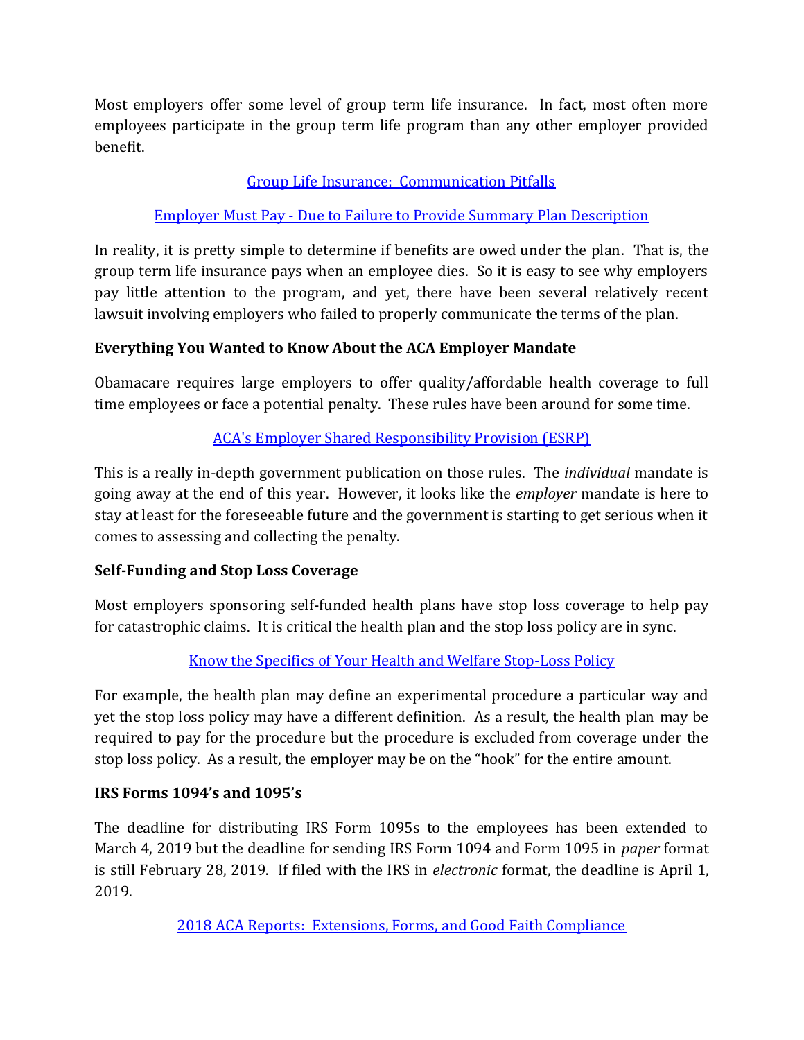Most employers offer some level of group term life insurance. In fact, most often more employees participate in the group term life program than any other employer provided benefit.

Group Life Insurance: Communication Pitfalls

Employer Must Pay - Due to Failure to Provide Summary Plan Description

In reality, it is pretty simple to determine if benefits are owed under the plan. That is, the group term life insurance pays when an employee dies. So it is easy to see why employers pay little attention to the program, and yet, there have been several relatively recent lawsuit involving employers who failed to properly communicate the terms of the plan.

**Everything You Wanted to Know About the ACA Employer Mandate**

Obamacare requires large employers to offer quality/affordable health coverage to full time employees or face a potential penalty. These rules have been around for some time.

ACA's Employer Shared Responsibility Provision (ESRP)

This is a really in-depth government publication on those rules. The *individual* mandate is going away at the end of this year. However, it looks like the *employer* mandate is here to stay at least for the foreseeable future and the government is starting to get serious when it comes to assessing and collecting the penalty.

**Self-Funding and Stop Loss Coverage**

Most employers sponsoring self-funded health plans have stop loss coverage to help pay for catastrophic claims. It is critical the health plan and the stop loss policy are in sync.

Know the Specifics of Your Health and Welfare Stop-Loss Policy

For example, the health plan may define an experimental procedure a particular way and yet the stop loss policy may have a different definition. As a result, the health plan may be required to pay for the procedure but the procedure is excluded from coverage under the stop loss policy. As a result, the employer may be on the "hook" for the entire amount.

**IRS Forms 1094's and 1095's**

The deadline for distributing IRS Form 1095s to the employees has been extended to March 4, 2019 but the deadline for sending IRS Form 1094 and Form 1095 in *paper* format is still February 28, 2019. If filed with the IRS in *electronic* format, the deadline is April 1, 2019.

2018 ACA Reports: Extensions, Forms, and Good Faith Compliance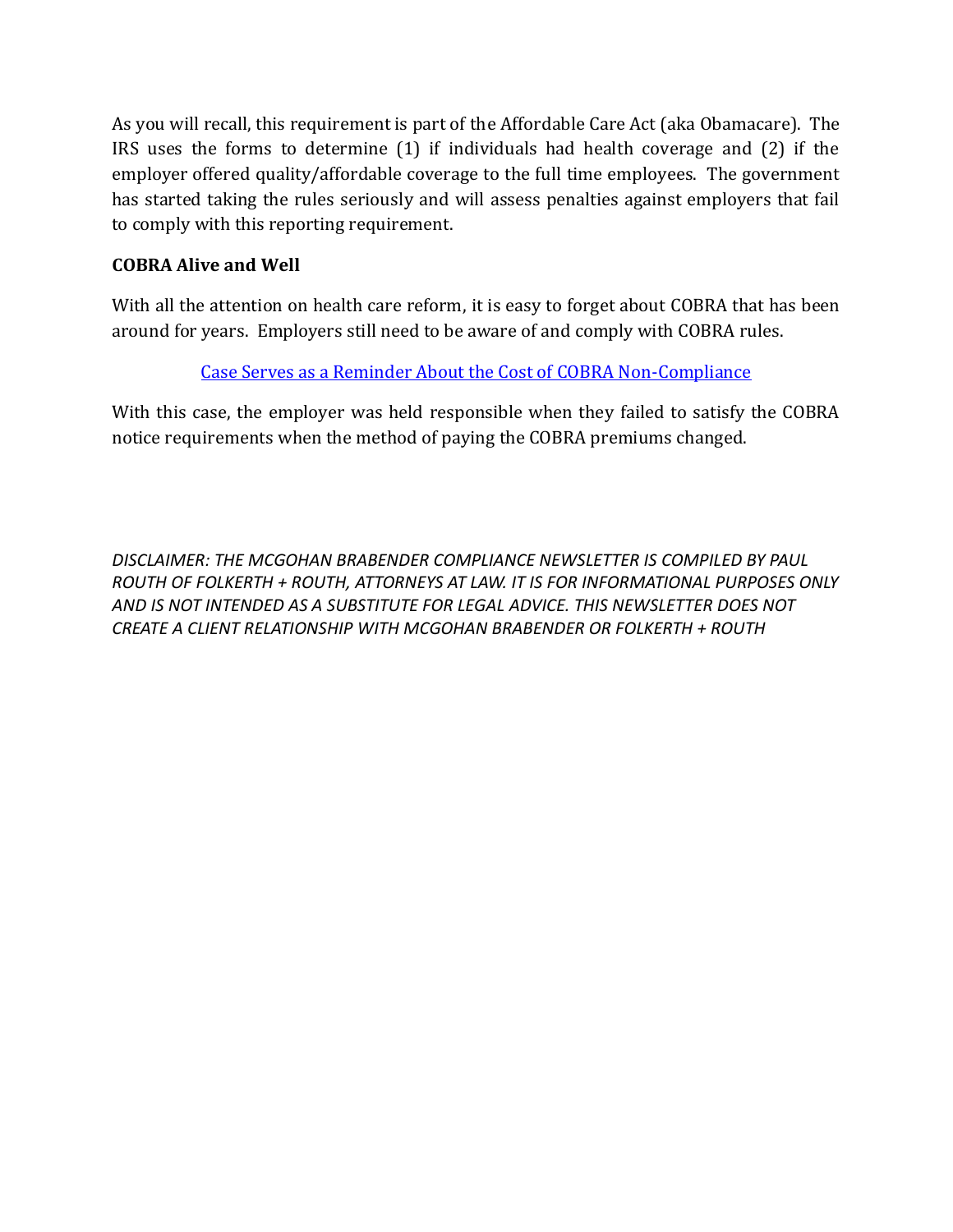As you will recall, this requirement is part of the Affordable Care Act (aka Obamacare). The IRS uses the forms to determine (1) if individuals had health coverage and (2) if the employer offered quality/affordable coverage to the full time employees. The government has started taking the rules seriously and will assess penalties against employers that fail to comply with this reporting requirement.

**COBRA Alive and Well**

With all the attention on health care reform, it is easy to forget about COBRA that has been around for years. Employers still need to be aware of and comply with COBRA rules.

Case Serves as a Reminder About the Cost of COBRA Non-Compliance

With this case, the employer was held responsible when they failed to satisfy the COBRA notice requirements when the method of paying the COBRA premiums changed.

*DISCLAIMER: THE MCGOHAN BRABENDER COMPLIANCE NEWSLETTER IS COMPILED BY PAUL ROUTH OF FOLKERTH + ROUTH, ATTORNEYS AT LAW. IT IS FOR INFORMATIONAL PURPOSES ONLY AND IS NOT INTENDED AS A SUBSTITUTE FOR LEGAL ADVICE. THIS NEWSLETTER DOES NOT CREATE A CLIENT RELATIONSHIP WITH MCGOHAN BRABENDER OR FOLKERTH + ROUTH*